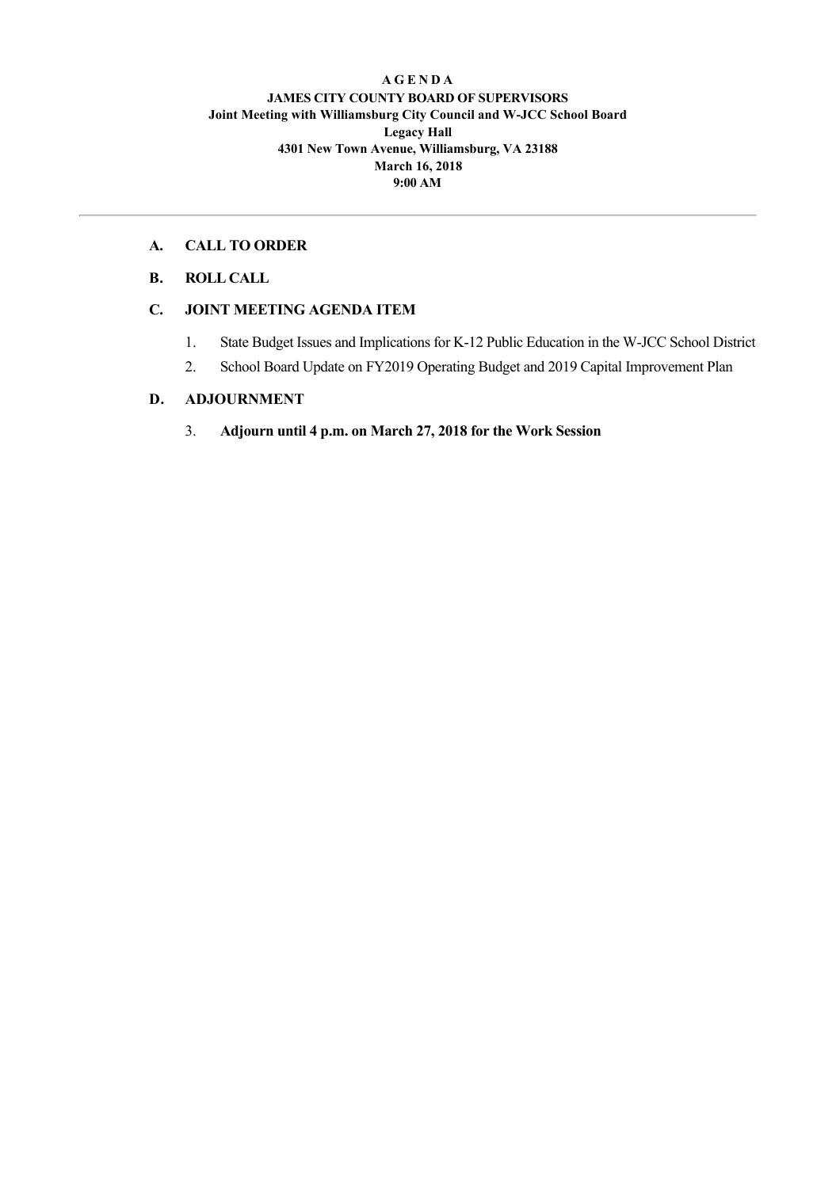**A G E N D A**
**JAMES CITY COUNTY BOARD OF SUPERVISORS**
**Joint Meeting with Williamsburg City Council and W-JCC School Board**
**Legacy Hall**
**4301 New Town Avenue, Williamsburg, VA 23188**
**March 16, 2018**
**9:00 AM**

---

## A. CALL TO ORDER

## B. ROLL CALL

## C. JOINT MEETING AGENDA ITEM

1. State Budget Issues and Implications for K-12 Public Education in the W-JCC School District
2. School Board Update on FY2019 Operating Budget and 2019 Capital Improvement Plan

## D. ADJOURNMENT

3. **Adjourn until 4 p.m. on March 27, 2018 for the Work Session**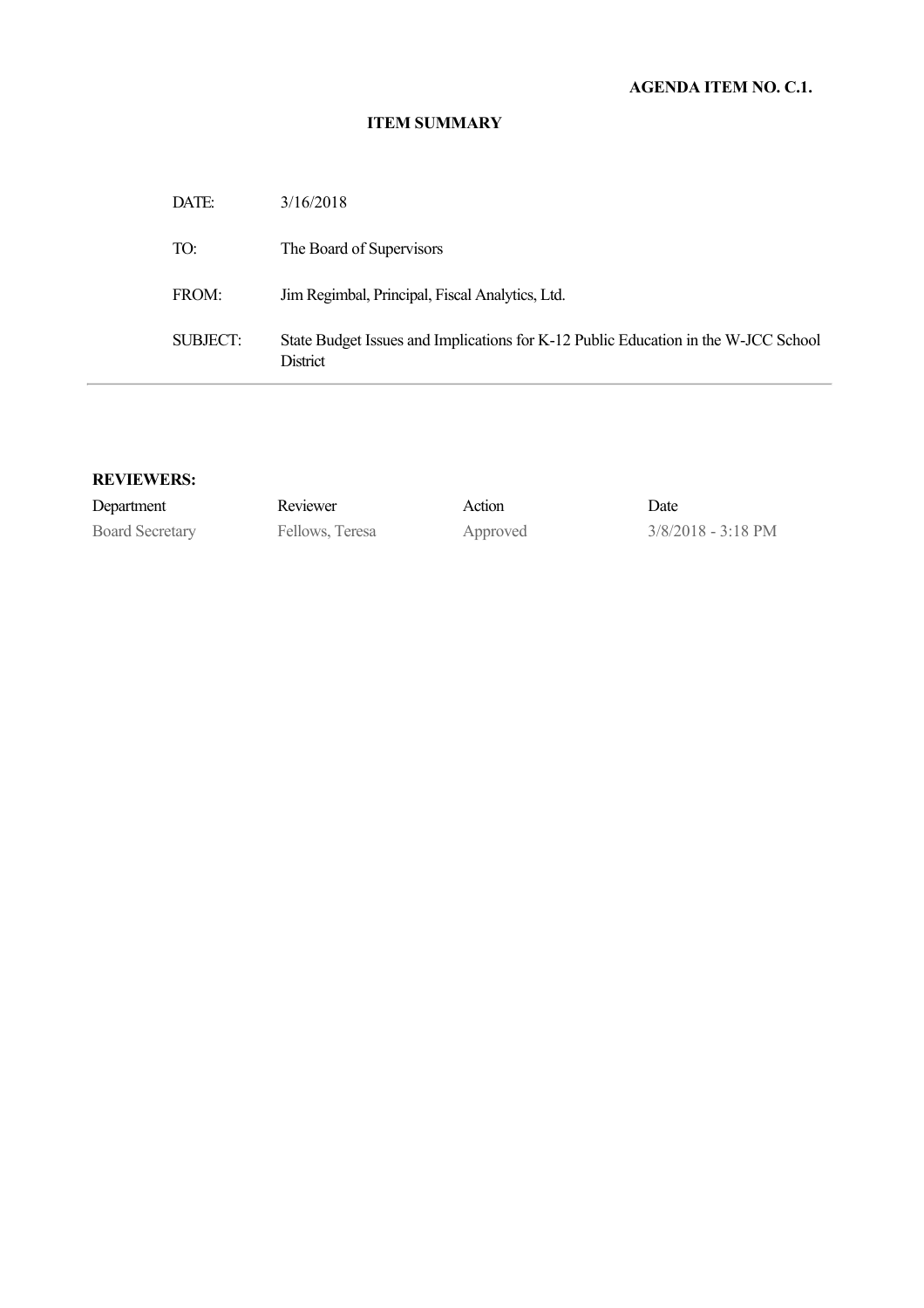**AGENDA ITEM NO. C.1.**

## ITEM SUMMARY

| | |
|---|---|
| DATE: | 3/16/2018 |
| TO: | The Board of Supervisors |
| FROM: | Jim Regimbal, Principal, Fiscal Analytics, Ltd. |
| SUBJECT: | State Budget Issues and Implications for K-12 Public Education in the W-JCC School District |

**REVIEWERS:**

| Department | Reviewer | Action | Date |
|---|---|---|---|
| Board Secretary | Fellows, Teresa | Approved | 3/8/2018 - 3:18 PM |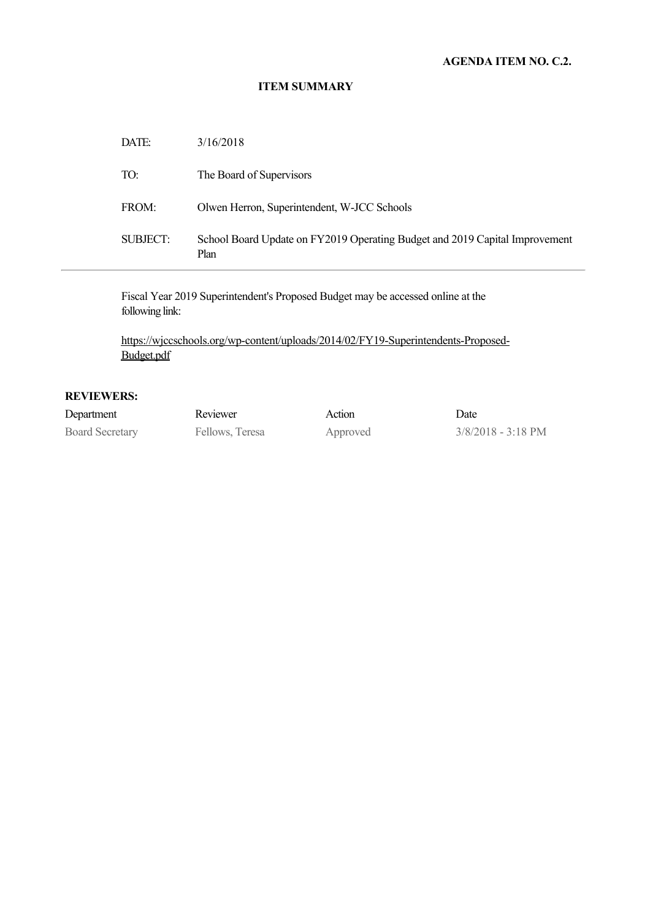**AGENDA ITEM NO. C.2.**

**ITEM SUMMARY**

| | |
|---|---|
| DATE: | 3/16/2018 |
| TO: | The Board of Supervisors |
| FROM: | Olwen Herron, Superintendent, W-JCC Schools |
| SUBJECT: | School Board Update on FY2019 Operating Budget and 2019 Capital Improvement Plan |

Fiscal Year 2019 Superintendent's Proposed Budget may be accessed online at the following link:

https://wjccschools.org/wp-content/uploads/2014/02/FY19-Superintendents-Proposed-Budget.pdf

**REVIEWERS:**

| Department | Reviewer | Action | Date |
|---|---|---|---|
| Board Secretary | Fellows, Teresa | Approved | 3/8/2018 - 3:18 PM |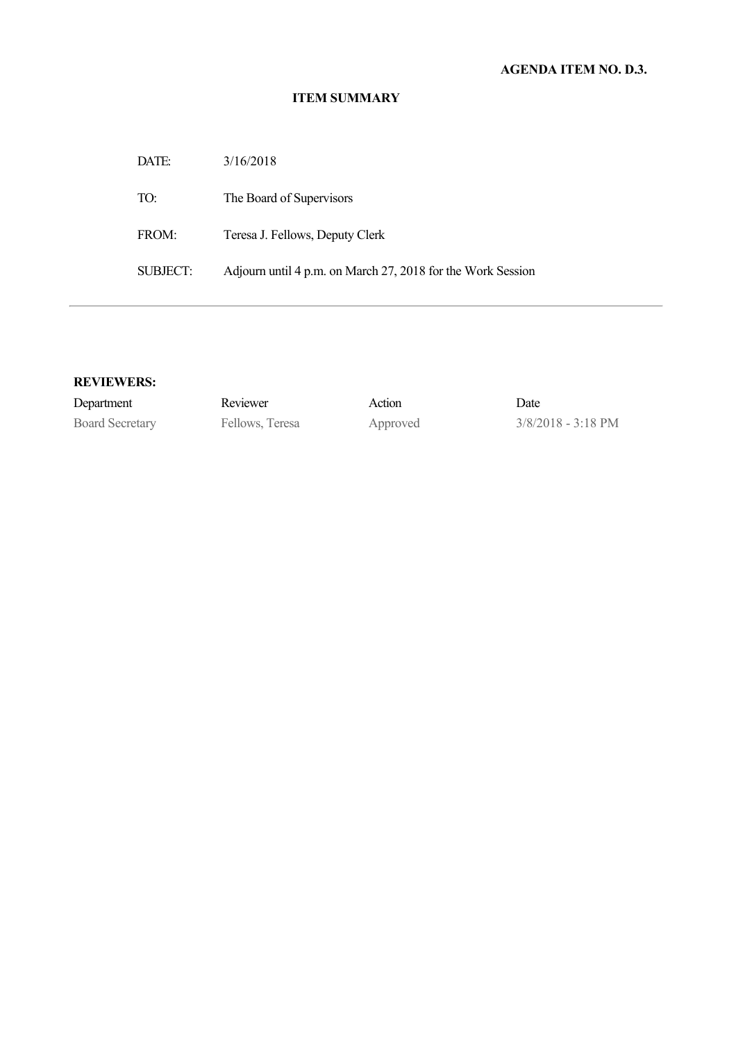**AGENDA ITEM NO. D.3.**

## ITEM SUMMARY

| | |
|---|---|
| DATE: | 3/16/2018 |
| TO: | The Board of Supervisors |
| FROM: | Teresa J. Fellows, Deputy Clerk |
| SUBJECT: | Adjourn until 4 p.m. on March 27, 2018 for the Work Session |

---

**REVIEWERS:**

| Department | Reviewer | Action | Date |
|---|---|---|---|
| Board Secretary | Fellows, Teresa | Approved | 3/8/2018 - 3:18 PM |